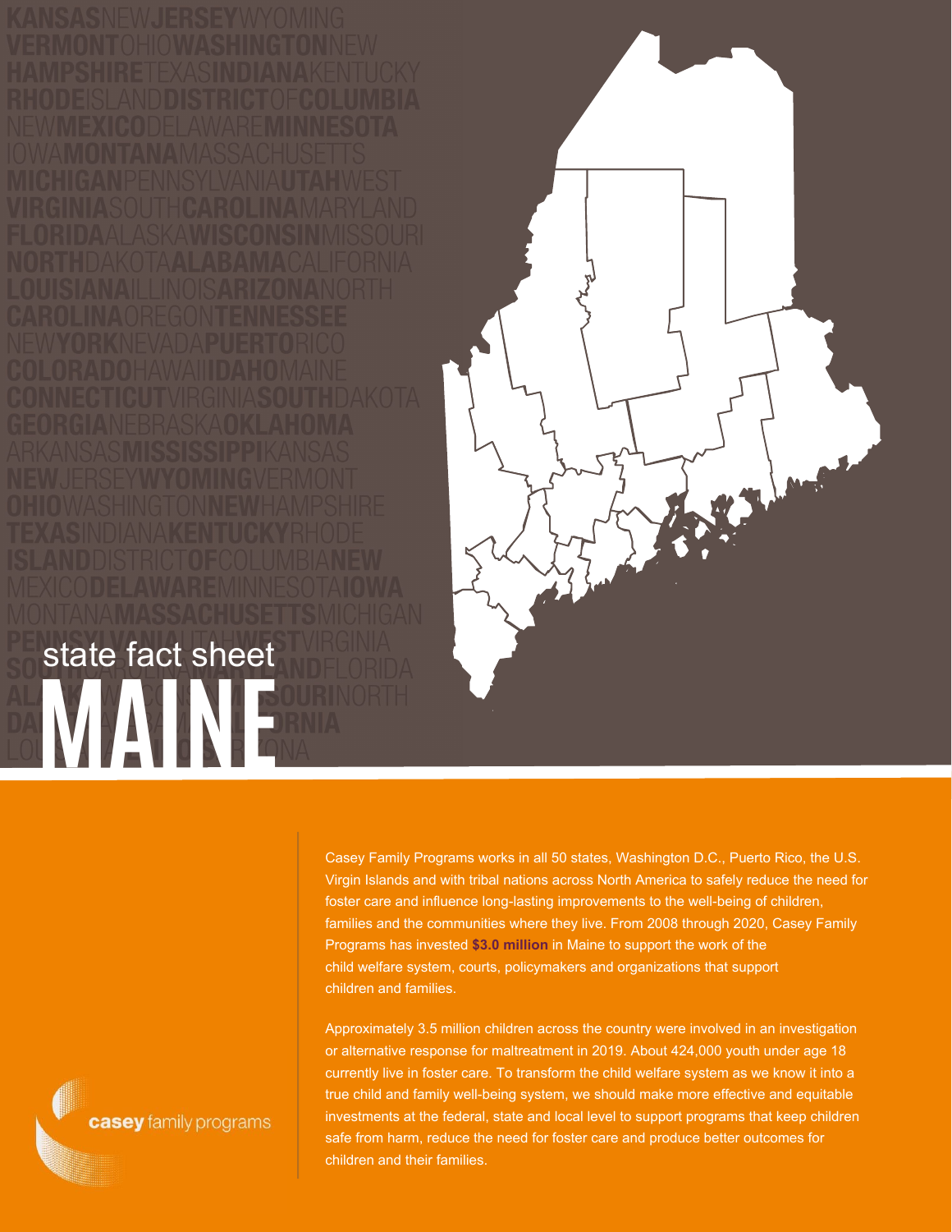state fact sheet

# MAINE

Casey Family Programs works in all 50 states, Washington D.C., Puerto Rico, the U.S. Virgin Islands and with tribal nations across North America to safely reduce the need for foster care and influence long-lasting improvements to the well-being of children, families and the communities where they live. From 2008 through 2020, Casey Family Programs has invested **$3.0 million** in Maine to support the work of the child welfare system, courts, policymakers and organizations that support children and families.

Approximately 3.5 million children across the country were involved in an investigation or alternative response for maltreatment in 2019. About 424,000 youth under age 18 currently live in foster care. To transform the child welfare system as we know it into a true child and family well-being system, we should make more effective and equitable investments at the federal, state and local level to support programs that keep children safe from harm, reduce the need for foster care and produce better outcomes for children and their families.

casey family programs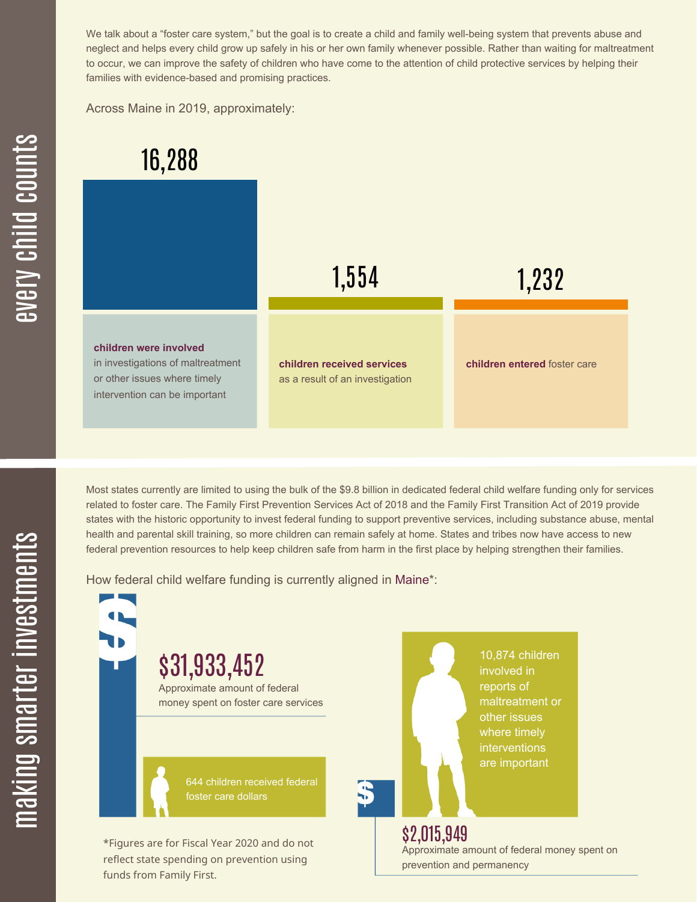## every child counts

We talk about a "foster care system," but the goal is to create a child and family well-being system that prevents abuse and neglect and helps every child grow up safely in his or her own family whenever possible. Rather than waiting for maltreatment to occur, we can improve the safety of children who have come to the attention of child protective services by helping their families with evidence-based and promising practices.

Across Maine in 2019, approximately:

**16,288**

**children were involved** in investigations of maltreatment or other issues where timely intervention can be important

**1,554**

**children received services** as a result of an investigation

**1,232**

**children entered** foster care

## making smarter investments

Most states currently are limited to using the bulk of the $9.8 billion in dedicated federal child welfare funding only for services related to foster care. The Family First Prevention Services Act of 2018 and the Family First Transition Act of 2019 provide states with the historic opportunity to invest federal funding to support preventive services, including substance abuse, mental health and parental skill training, so more children can remain safely at home. States and tribes now have access to new federal prevention resources to help keep children safe from harm in the first place by helping strengthen their families.

How federal child welfare funding is currently aligned in Maine*:

**$31,933,452**

Approximate amount of federal money spent on foster care services

644 children received federal foster care dollars

10,874 children involved in reports of maltreatment or other issues where timely interventions are important

**$2,015,949**

Approximate amount of federal money spent on prevention and permanency

*Figures are for Fiscal Year 2020 and do not reflect state spending on prevention using funds from Family First.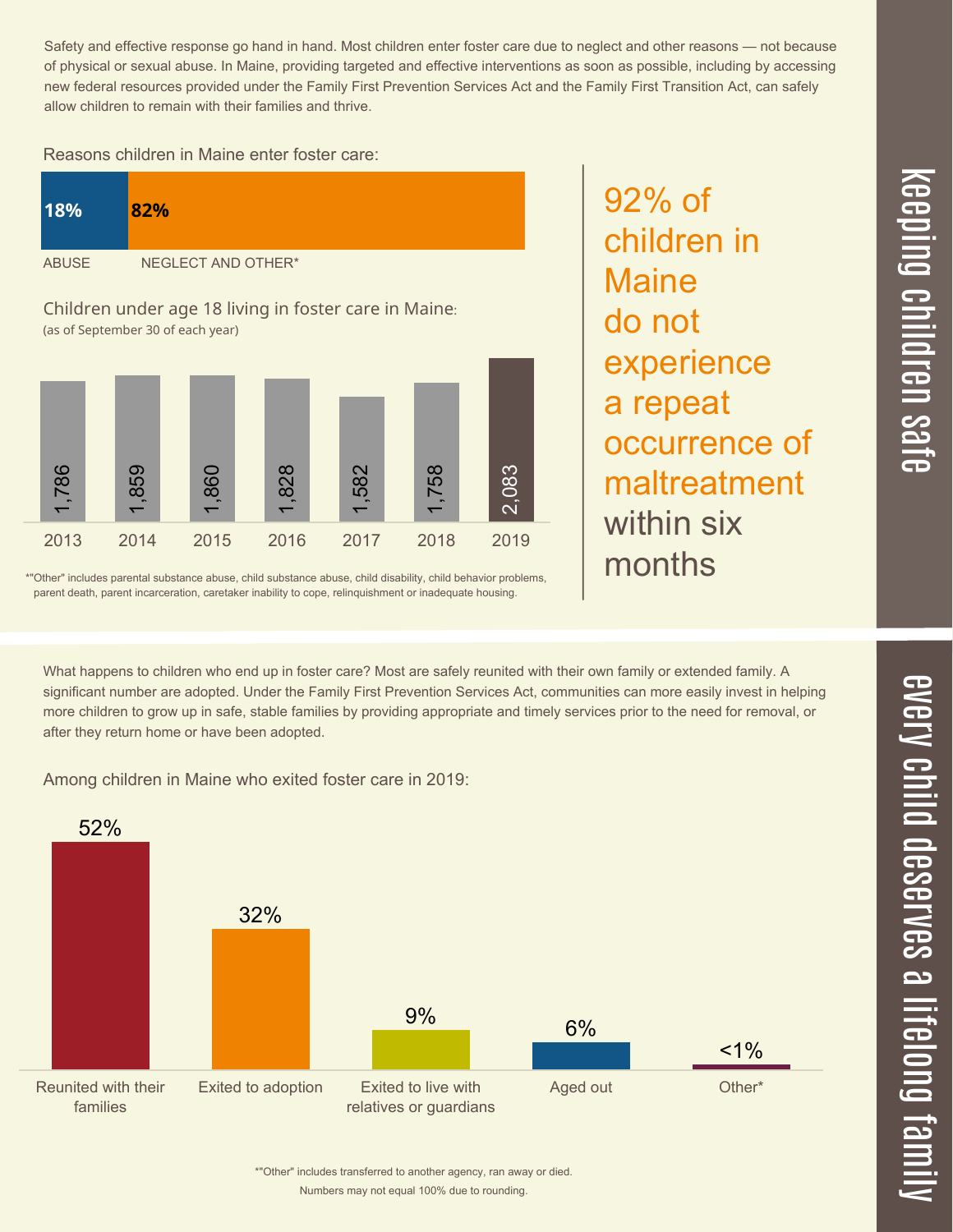## keeping children safe

Safety and effective response go hand in hand. Most children enter foster care due to neglect and other reasons — not because of physical or sexual abuse. In Maine, providing targeted and effective interventions as soon as possible, including by accessing new federal resources provided under the Family First Prevention Services Act and the Family First Transition Act, can safely allow children to remain with their families and thrive.

Reasons children in Maine enter foster care:

| ABUSE | NEGLECT AND OTHER* |
|---|---|
| **18%** | **82%** |

Children under age 18 living in foster care in Maine:
(as of September 30 of each year)

| 2013 | 2014 | 2015 | 2016 | 2017 | 2018 | 2019 |
|---|---|---|---|---|---|---|
| 1,786 | 1,859 | 1,860 | 1,828 | 1,582 | 1,758 | 2,083 |

*"Other" includes parental substance abuse, child substance abuse, child disability, child behavior problems, parent death, parent incarceration, caretaker inability to cope, relinquishment or inadequate housing.

92% of children in Maine do not experience a repeat occurrence of maltreatment within six months

## every child deserves a lifelong family

What happens to children who end up in foster care? Most are safely reunited with their own family or extended family. A significant number are adopted. Under the Family First Prevention Services Act, communities can more easily invest in helping more children to grow up in safe, stable families by providing appropriate and timely services prior to the need for removal, or after they return home or have been adopted.

Among children in Maine who exited foster care in 2019:

| Reunited with their families | Exited to adoption | Exited to live with relatives or guardians | Aged out | Other* |
|---|---|---|---|---|
| 52% | 32% | 9% | 6% | <1% |

*"Other" includes transferred to another agency, ran away or died.
Numbers may not equal 100% due to rounding.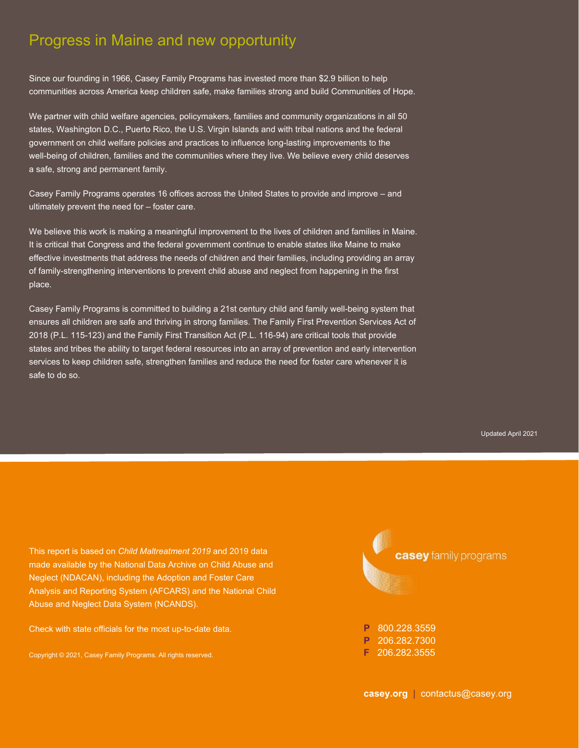## Progress in Maine and new opportunity

Since our founding in 1966, Casey Family Programs has invested more than $2.9 billion to help communities across America keep children safe, make families strong and build Communities of Hope.

We partner with child welfare agencies, policymakers, families and community organizations in all 50 states, Washington D.C., Puerto Rico, the U.S. Virgin Islands and with tribal nations and the federal government on child welfare policies and practices to influence long-lasting improvements to the well-being of children, families and the communities where they live. We believe every child deserves a safe, strong and permanent family.

Casey Family Programs operates 16 offices across the United States to provide and improve – and ultimately prevent the need for – foster care.

We believe this work is making a meaningful improvement to the lives of children and families in Maine. It is critical that Congress and the federal government continue to enable states like Maine to make effective investments that address the needs of children and their families, including providing an array of family-strengthening interventions to prevent child abuse and neglect from happening in the first place.

Casey Family Programs is committed to building a 21st century child and family well-being system that ensures all children are safe and thriving in strong families. The Family First Prevention Services Act of 2018 (P.L. 115-123) and the Family First Transition Act (P.L. 116-94) are critical tools that provide states and tribes the ability to target federal resources into an array of prevention and early intervention services to keep children safe, strengthen families and reduce the need for foster care whenever it is safe to do so.

Updated April 2021

This report is based on *Child Maltreatment 2019* and 2019 data made available by the National Data Archive on Child Abuse and Neglect (NDACAN), including the Adoption and Foster Care Analysis and Reporting System (AFCARS) and the National Child Abuse and Neglect Data System (NCANDS).

Check with state officials for the most up-to-date data.

Copyright © 2021, Casey Family Programs. All rights reserved.

**casey** family programs

**P** 800.228.3559
**P** 206.282.7300
**F** 206.282.3555

**casey.org** | contactus@casey.org